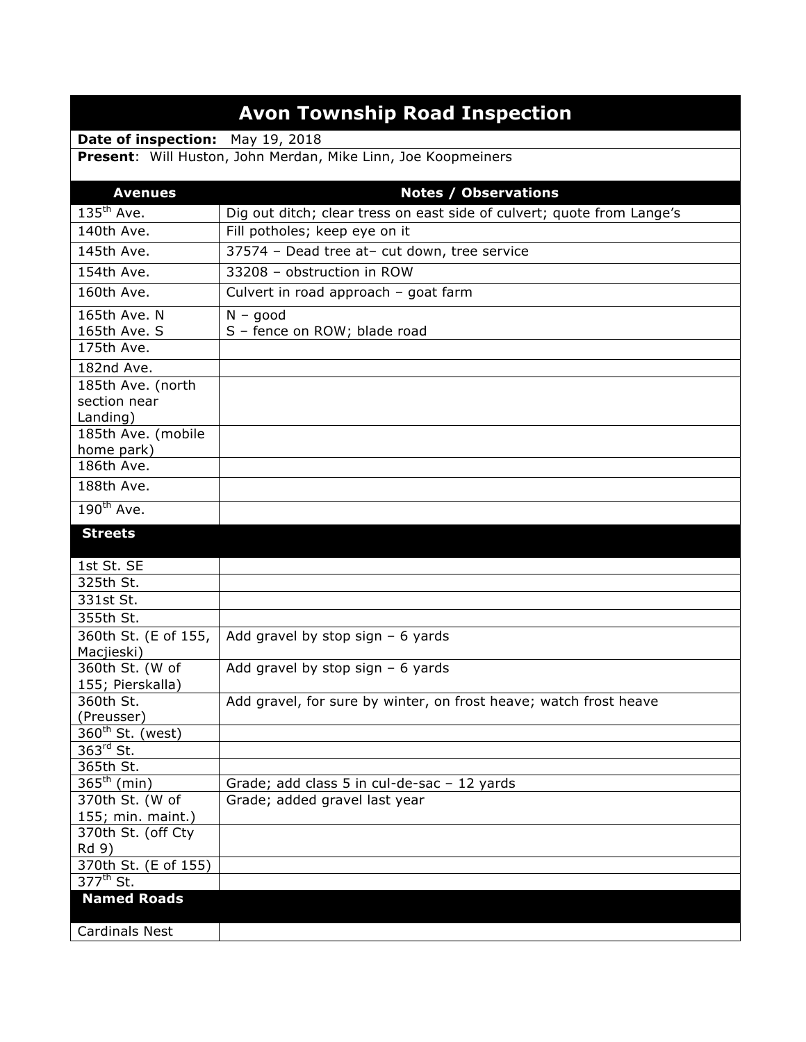# Avon Township Road Inspection

**Date of inspection:** May 19, 2018

**Present**: Will Huston, John Merdan, Mike Linn, Joe Koopmeiners

| Avenues | Notes / Observations |
|---|---|
| 135th Ave. | Dig out ditch; clear tress on east side of culvert; quote from Lange's |
| 140th Ave. | Fill potholes; keep eye on it |
| 145th Ave. | 37574 – Dead tree at– cut down, tree service |
| 154th Ave. | 33208 – obstruction in ROW |
| 160th Ave. | Culvert in road approach – goat farm |
| 165th Ave. N<br>165th Ave. S | N – good<br>S – fence on ROW; blade road |
| 175th Ave. | |
| 182nd Ave. | |
| 185th Ave. (north section near Landing) | |
| 185th Ave. (mobile home park) | |
| 186th Ave. | |
| 188th Ave. | |
| 190th Ave. | |
| **Streets** | |
| 1st St. SE | |
| 325th St. | |
| 331st St. | |
| 355th St. | |
| 360th St. (E of 155, Macjieski) | Add gravel by stop sign – 6 yards |
| 360th St. (W of 155; Pierskalla) | Add gravel by stop sign – 6 yards |
| 360th St. (Preusser) | Add gravel, for sure by winter, on frost heave; watch frost heave |
| 360th St. (west) | |
| 363rd St. | |
| 365th St. | |
| 365th (min) | Grade; add class 5 in cul-de-sac – 12 yards |
| 370th St. (W of 155; min. maint.) | Grade; added gravel last year |
| 370th St. (off Cty Rd 9) | |
| 370th St. (E of 155) | |
| 377th St. | |
| **Named Roads** | |
| Cardinals Nest | |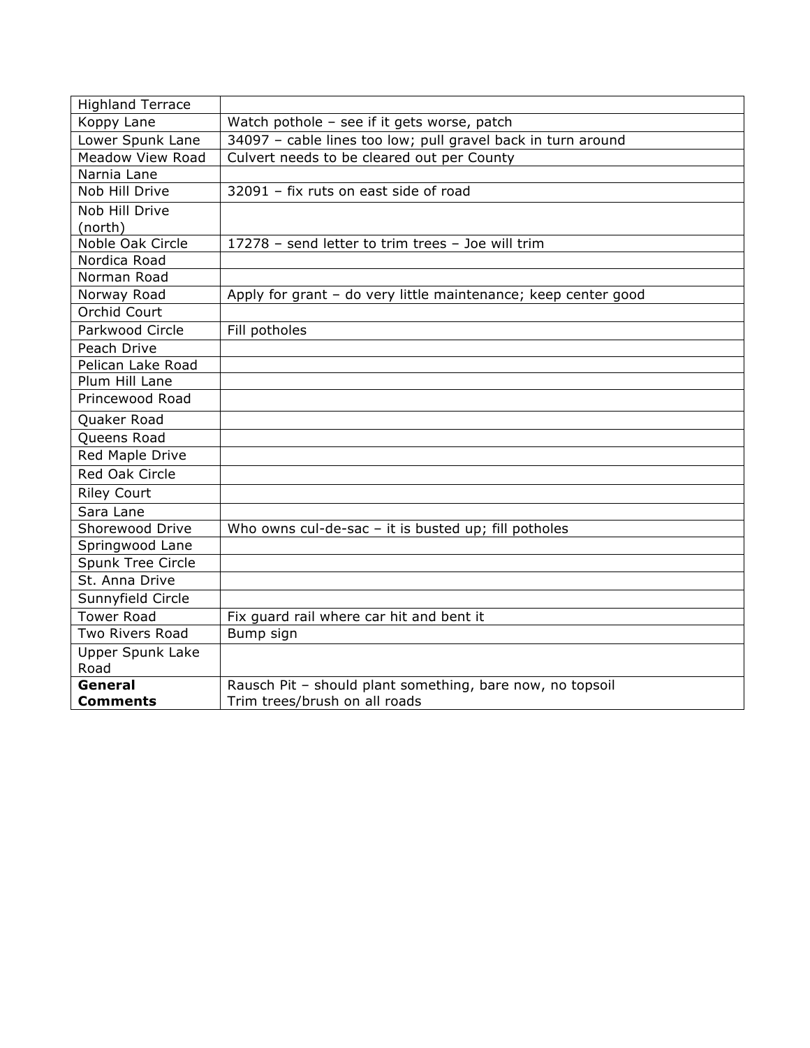| | |
|---|---|
| Highland Terrace | |
| Koppy Lane | Watch pothole – see if it gets worse, patch |
| Lower Spunk Lane | 34097 – cable lines too low; pull gravel back in turn around |
| Meadow View Road | Culvert needs to be cleared out per County |
| Narnia Lane | |
| Nob Hill Drive | 32091 – fix ruts on east side of road |
| Nob Hill Drive (north) | |
| Noble Oak Circle | 17278 – send letter to trim trees – Joe will trim |
| Nordica Road | |
| Norman Road | |
| Norway Road | Apply for grant – do very little maintenance; keep center good |
| Orchid Court | |
| Parkwood Circle | Fill potholes |
| Peach Drive | |
| Pelican Lake Road | |
| Plum Hill Lane | |
| Princewood Road | |
| Quaker Road | |
| Queens Road | |
| Red Maple Drive | |
| Red Oak Circle | |
| Riley Court | |
| Sara Lane | |
| Shorewood Drive | Who owns cul-de-sac – it is busted up; fill potholes |
| Springwood Lane | |
| Spunk Tree Circle | |
| St. Anna Drive | |
| Sunnyfield Circle | |
| Tower Road | Fix guard rail where car hit and bent it |
| Two Rivers Road | Bump sign |
| Upper Spunk Lake Road | |
| **General Comments** | Rausch Pit – should plant something, bare now, no topsoil<br>Trim trees/brush on all roads |